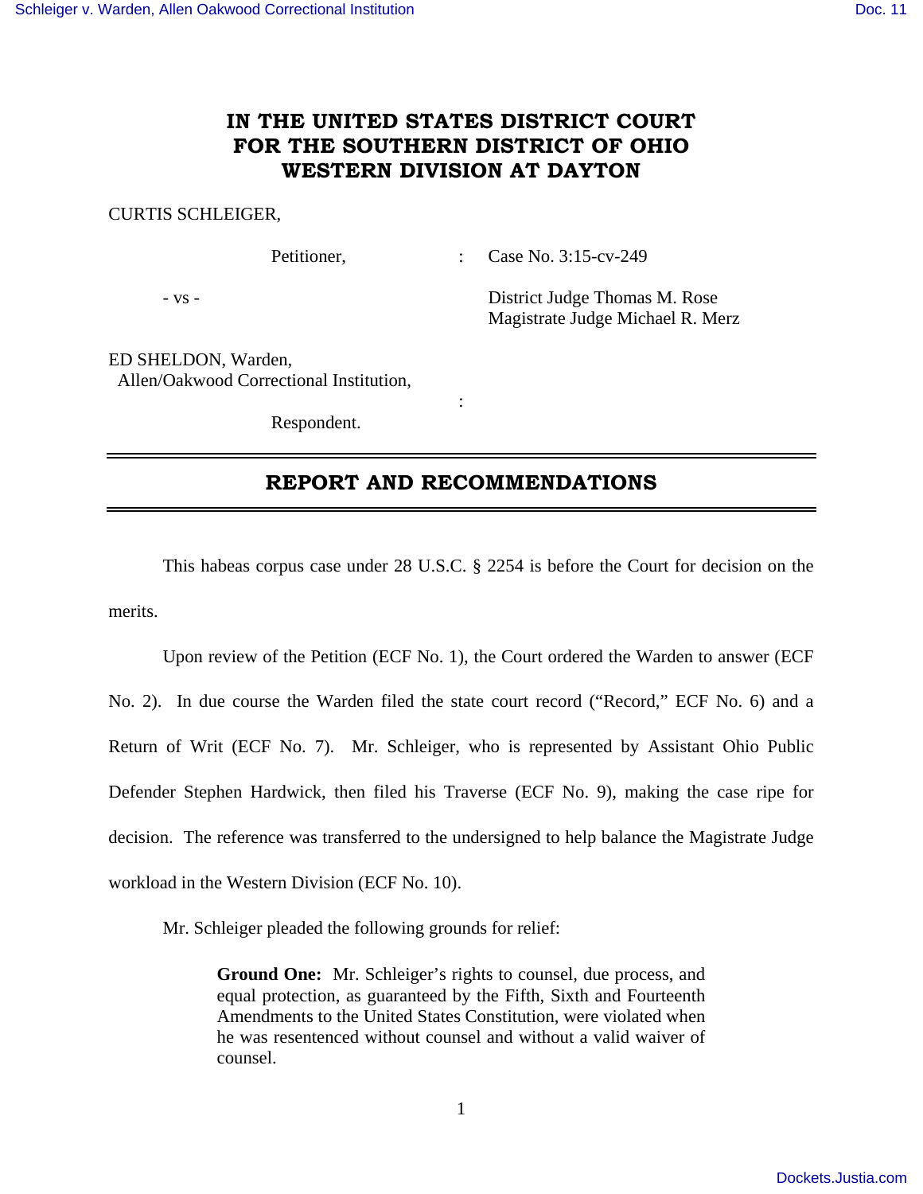# IN THE UNITED STATES DISTRICT COURT FOR THE SOUTHERN DISTRICT OF OHIO WESTERN DIVISION AT DAYTON

CURTIS SCHLEIGER,

Petitioner, : Case No. 3:15-cv-249

- vs - District Judge Thomas M. Rose
Magistrate Judge Michael R. Merz

ED SHELDON, Warden,
Allen/Oakwood Correctional Institution,
:

Respondent.

## REPORT AND RECOMMENDATIONS

This habeas corpus case under 28 U.S.C. § 2254 is before the Court for decision on the merits.

Upon review of the Petition (ECF No. 1), the Court ordered the Warden to answer (ECF No. 2). In due course the Warden filed the state court record ("Record," ECF No. 6) and a Return of Writ (ECF No. 7). Mr. Schleiger, who is represented by Assistant Ohio Public Defender Stephen Hardwick, then filed his Traverse (ECF No. 9), making the case ripe for decision. The reference was transferred to the undersigned to help balance the Magistrate Judge workload in the Western Division (ECF No. 10).

Mr. Schleiger pleaded the following grounds for relief:

> **Ground One:** Mr. Schleiger's rights to counsel, due process, and equal protection, as guaranteed by the Fifth, Sixth and Fourteenth Amendments to the United States Constitution, were violated when he was resentenced without counsel and without a valid waiver of counsel.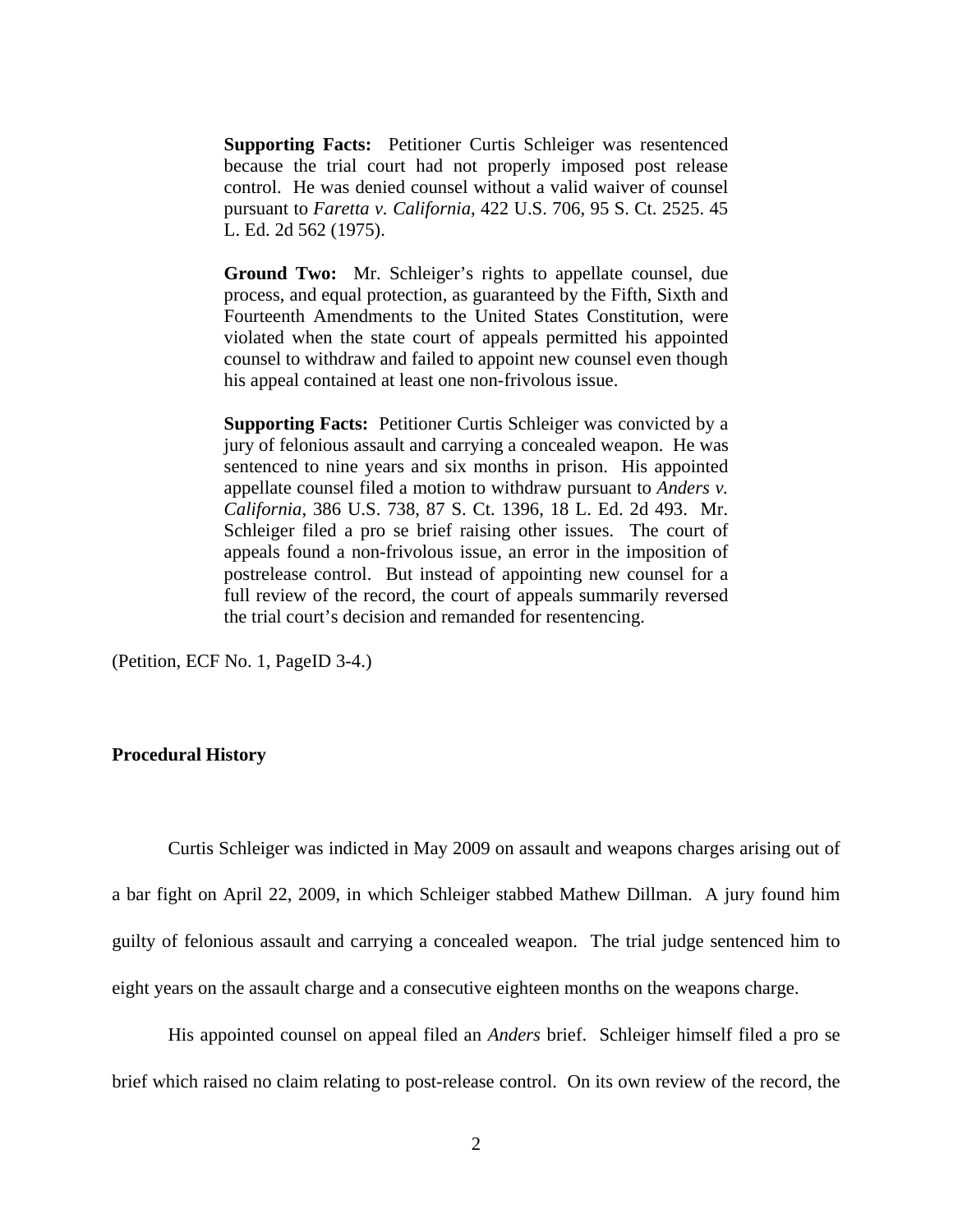> **Supporting Facts:** Petitioner Curtis Schleiger was resentenced because the trial court had not properly imposed post release control. He was denied counsel without a valid waiver of counsel pursuant to *Faretta v. California*, 422 U.S. 706, 95 S. Ct. 2525. 45 L. Ed. 2d 562 (1975).
>
> **Ground Two:** Mr. Schleiger's rights to appellate counsel, due process, and equal protection, as guaranteed by the Fifth, Sixth and Fourteenth Amendments to the United States Constitution, were violated when the state court of appeals permitted his appointed counsel to withdraw and failed to appoint new counsel even though his appeal contained at least one non-frivolous issue.
>
> **Supporting Facts:** Petitioner Curtis Schleiger was convicted by a jury of felonious assault and carrying a concealed weapon. He was sentenced to nine years and six months in prison. His appointed appellate counsel filed a motion to withdraw pursuant to *Anders v. California*, 386 U.S. 738, 87 S. Ct. 1396, 18 L. Ed. 2d 493. Mr. Schleiger filed a pro se brief raising other issues. The court of appeals found a non-frivolous issue, an error in the imposition of postrelease control. But instead of appointing new counsel for a full review of the record, the court of appeals summarily reversed the trial court's decision and remanded for resentencing.

(Petition, ECF No. 1, PageID 3-4.)

**Procedural History**

Curtis Schleiger was indicted in May 2009 on assault and weapons charges arising out of a bar fight on April 22, 2009, in which Schleiger stabbed Mathew Dillman. A jury found him guilty of felonious assault and carrying a concealed weapon. The trial judge sentenced him to eight years on the assault charge and a consecutive eighteen months on the weapons charge.

His appointed counsel on appeal filed an *Anders* brief. Schleiger himself filed a pro se brief which raised no claim relating to post-release control. On its own review of the record, the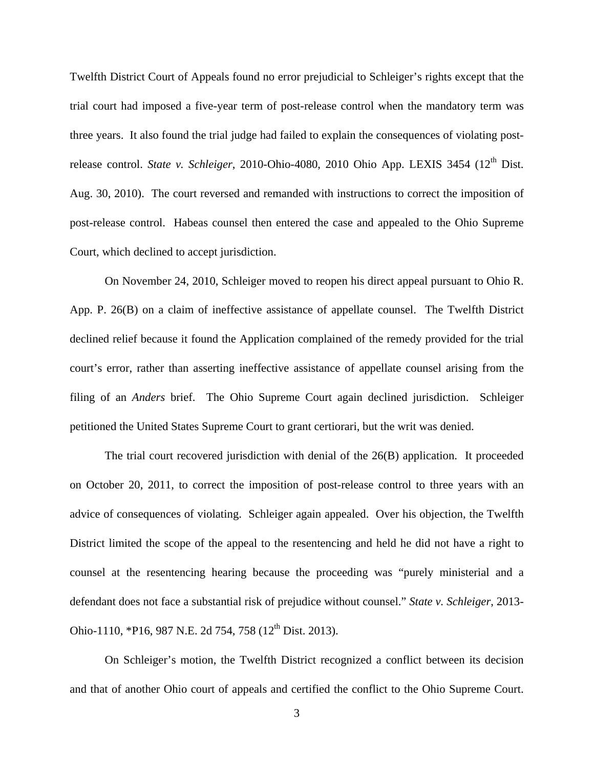Twelfth District Court of Appeals found no error prejudicial to Schleiger's rights except that the trial court had imposed a five-year term of post-release control when the mandatory term was three years. It also found the trial judge had failed to explain the consequences of violating post-release control. *State v. Schleiger*, 2010-Ohio-4080, 2010 Ohio App. LEXIS 3454 (12th Dist. Aug. 30, 2010). The court reversed and remanded with instructions to correct the imposition of post-release control. Habeas counsel then entered the case and appealed to the Ohio Supreme Court, which declined to accept jurisdiction.

On November 24, 2010, Schleiger moved to reopen his direct appeal pursuant to Ohio R. App. P. 26(B) on a claim of ineffective assistance of appellate counsel. The Twelfth District declined relief because it found the Application complained of the remedy provided for the trial court's error, rather than asserting ineffective assistance of appellate counsel arising from the filing of an *Anders* brief. The Ohio Supreme Court again declined jurisdiction. Schleiger petitioned the United States Supreme Court to grant certiorari, but the writ was denied.

The trial court recovered jurisdiction with denial of the 26(B) application. It proceeded on October 20, 2011, to correct the imposition of post-release control to three years with an advice of consequences of violating. Schleiger again appealed. Over his objection, the Twelfth District limited the scope of the appeal to the resentencing and held he did not have a right to counsel at the resentencing hearing because the proceeding was "purely ministerial and a defendant does not face a substantial risk of prejudice without counsel." *State v. Schleiger*, 2013-Ohio-1110, *P16, 987 N.E. 2d 754, 758 (12th Dist. 2013).

On Schleiger's motion, the Twelfth District recognized a conflict between its decision and that of another Ohio court of appeals and certified the conflict to the Ohio Supreme Court.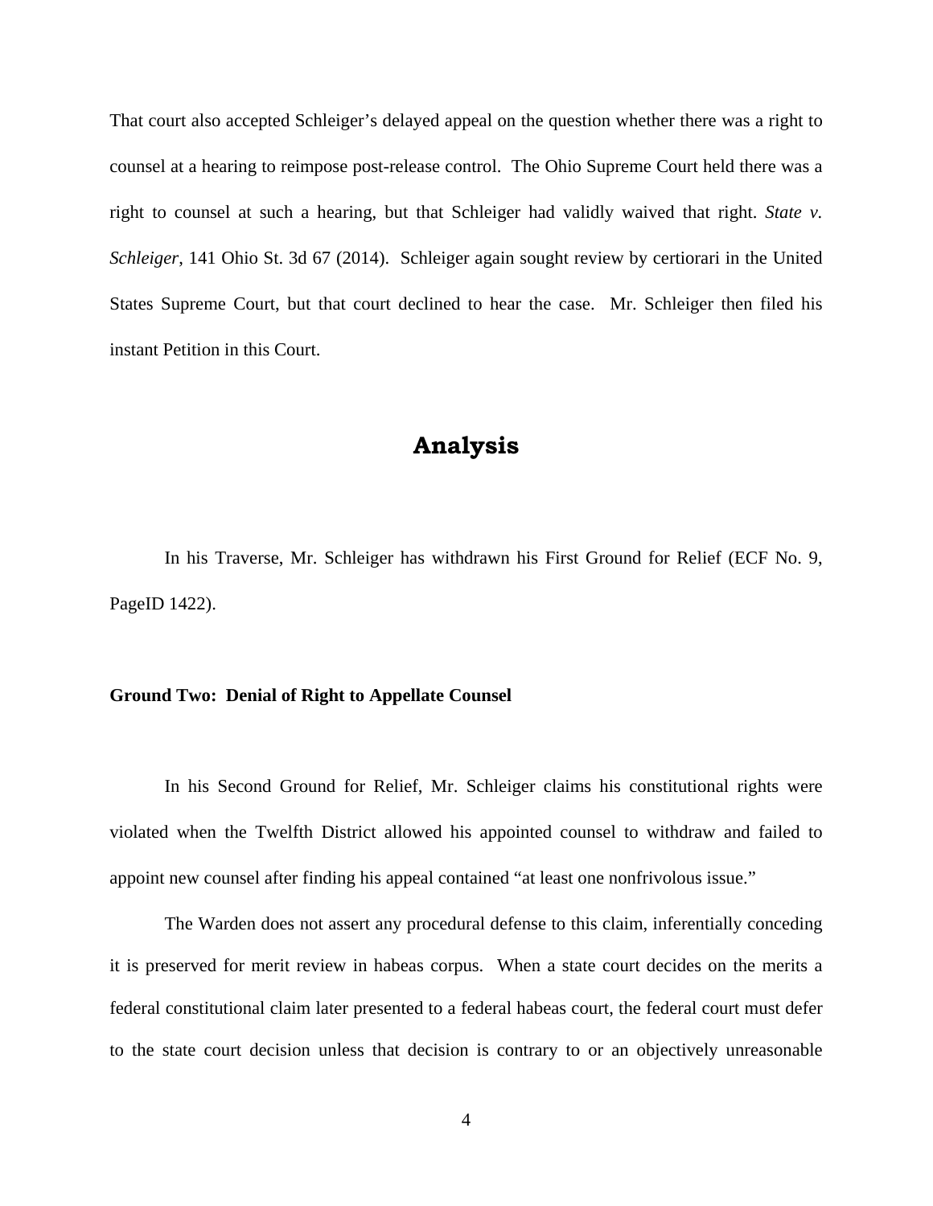That court also accepted Schleiger's delayed appeal on the question whether there was a right to counsel at a hearing to reimpose post-release control. The Ohio Supreme Court held there was a right to counsel at such a hearing, but that Schleiger had validly waived that right. *State v. Schleiger*, 141 Ohio St. 3d 67 (2014). Schleiger again sought review by certiorari in the United States Supreme Court, but that court declined to hear the case. Mr. Schleiger then filed his instant Petition in this Court.

# Analysis

In his Traverse, Mr. Schleiger has withdrawn his First Ground for Relief (ECF No. 9, PageID 1422).

**Ground Two: Denial of Right to Appellate Counsel**

In his Second Ground for Relief, Mr. Schleiger claims his constitutional rights were violated when the Twelfth District allowed his appointed counsel to withdraw and failed to appoint new counsel after finding his appeal contained "at least one nonfrivolous issue."

The Warden does not assert any procedural defense to this claim, inferentially conceding it is preserved for merit review in habeas corpus. When a state court decides on the merits a federal constitutional claim later presented to a federal habeas court, the federal court must defer to the state court decision unless that decision is contrary to or an objectively unreasonable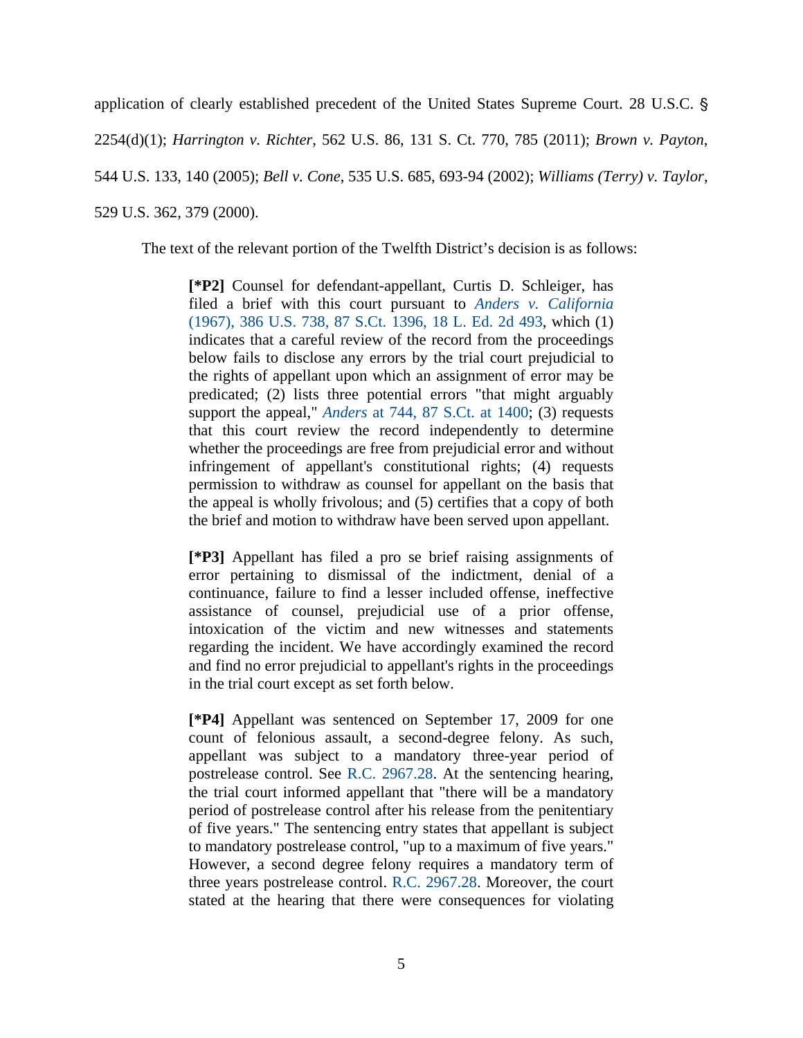application of clearly established precedent of the United States Supreme Court. 28 U.S.C. § 2254(d)(1); *Harrington v. Richter*, 562 U.S. 86, 131 S. Ct. 770, 785 (2011); *Brown v. Payton*, 544 U.S. 133, 140 (2005); *Bell v. Cone*, 535 U.S. 685, 693-94 (2002); *Williams (Terry) v. Taylor*, 529 U.S. 362, 379 (2000).

The text of the relevant portion of the Twelfth District's decision is as follows:

> **[*P2]** Counsel for defendant-appellant, Curtis D. Schleiger, has filed a brief with this court pursuant to *Anders v. California* (1967), 386 U.S. 738, 87 S.Ct. 1396, 18 L. Ed. 2d 493, which (1) indicates that a careful review of the record from the proceedings below fails to disclose any errors by the trial court prejudicial to the rights of appellant upon which an assignment of error may be predicated; (2) lists three potential errors "that might arguably support the appeal," *Anders* at 744, 87 S.Ct. at 1400; (3) requests that this court review the record independently to determine whether the proceedings are free from prejudicial error and without infringement of appellant's constitutional rights; (4) requests permission to withdraw as counsel for appellant on the basis that the appeal is wholly frivolous; and (5) certifies that a copy of both the brief and motion to withdraw have been served upon appellant.
>
> **[*P3]** Appellant has filed a pro se brief raising assignments of error pertaining to dismissal of the indictment, denial of a continuance, failure to find a lesser included offense, ineffective assistance of counsel, prejudicial use of a prior offense, intoxication of the victim and new witnesses and statements regarding the incident. We have accordingly examined the record and find no error prejudicial to appellant's rights in the proceedings in the trial court except as set forth below.
>
> **[*P4]** Appellant was sentenced on September 17, 2009 for one count of felonious assault, a second-degree felony. As such, appellant was subject to a mandatory three-year period of postrelease control. See R.C. 2967.28. At the sentencing hearing, the trial court informed appellant that "there will be a mandatory period of postrelease control after his release from the penitentiary of five years." The sentencing entry states that appellant is subject to mandatory postrelease control, "up to a maximum of five years." However, a second degree felony requires a mandatory term of three years postrelease control. R.C. 2967.28. Moreover, the court stated at the hearing that there were consequences for violating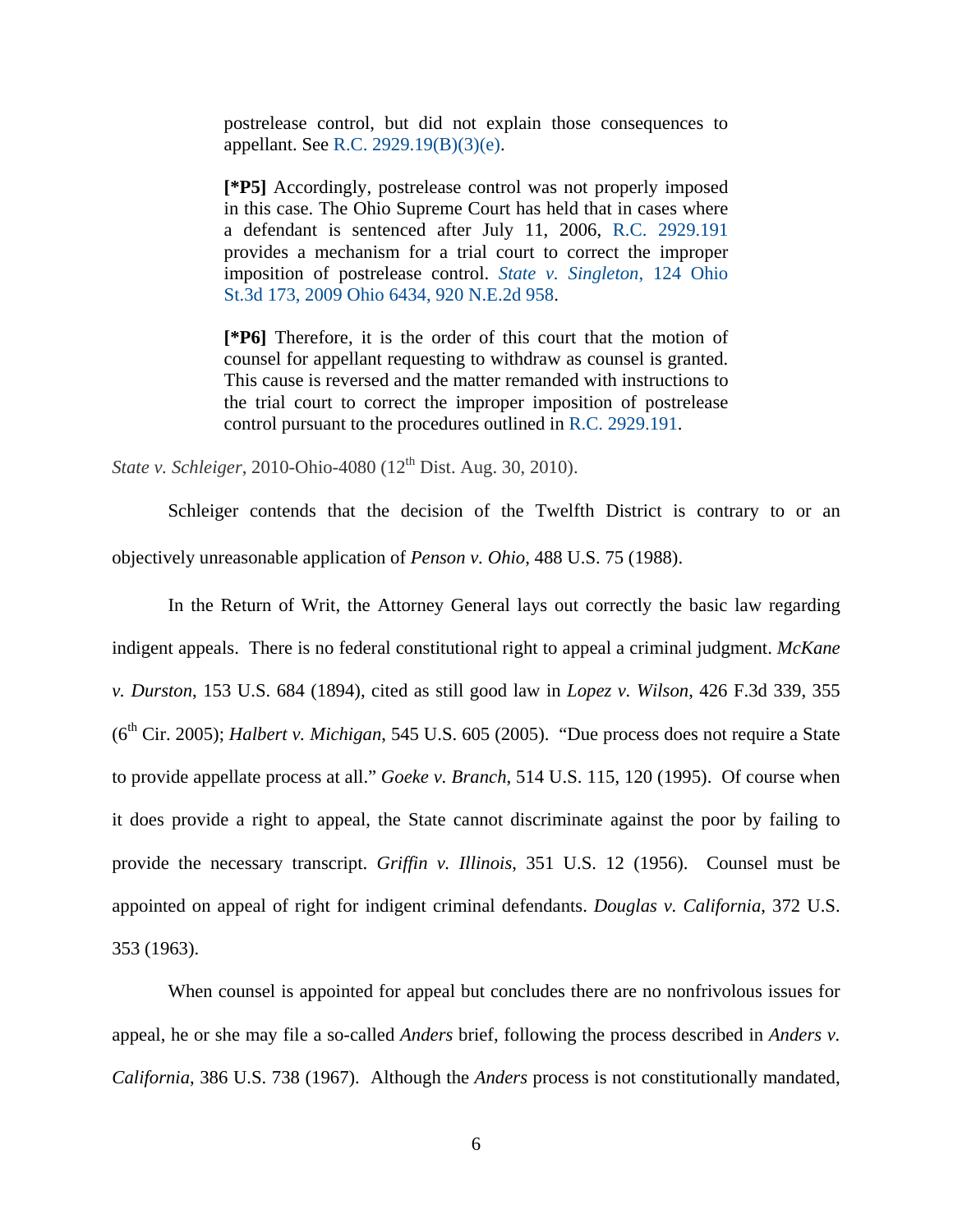> postrelease control, but did not explain those consequences to appellant. See R.C. 2929.19(B)(3)(e).
>
> **[*P5]** Accordingly, postrelease control was not properly imposed in this case. The Ohio Supreme Court has held that in cases where a defendant is sentenced after July 11, 2006, R.C. 2929.191 provides a mechanism for a trial court to correct the improper imposition of postrelease control. *State v. Singleton*, 124 Ohio St.3d 173, 2009 Ohio 6434, 920 N.E.2d 958.
>
> **[*P6]** Therefore, it is the order of this court that the motion of counsel for appellant requesting to withdraw as counsel is granted. This cause is reversed and the matter remanded with instructions to the trial court to correct the improper imposition of postrelease control pursuant to the procedures outlined in R.C. 2929.191.

*State v. Schleiger*, 2010-Ohio-4080 (12th Dist. Aug. 30, 2010).

Schleiger contends that the decision of the Twelfth District is contrary to or an objectively unreasonable application of *Penson v. Ohio*, 488 U.S. 75 (1988).

In the Return of Writ, the Attorney General lays out correctly the basic law regarding indigent appeals. There is no federal constitutional right to appeal a criminal judgment. *McKane v. Durston*, 153 U.S. 684 (1894), cited as still good law in *Lopez v. Wilson*, 426 F.3d 339, 355 (6th Cir. 2005); *Halbert v. Michigan*, 545 U.S. 605 (2005). "Due process does not require a State to provide appellate process at all." *Goeke v. Branch*, 514 U.S. 115, 120 (1995). Of course when it does provide a right to appeal, the State cannot discriminate against the poor by failing to provide the necessary transcript. *Griffin v. Illinois*, 351 U.S. 12 (1956). Counsel must be appointed on appeal of right for indigent criminal defendants. *Douglas v. California*, 372 U.S. 353 (1963).

When counsel is appointed for appeal but concludes there are no nonfrivolous issues for appeal, he or she may file a so-called *Anders* brief, following the process described in *Anders v. California*, 386 U.S. 738 (1967). Although the *Anders* process is not constitutionally mandated,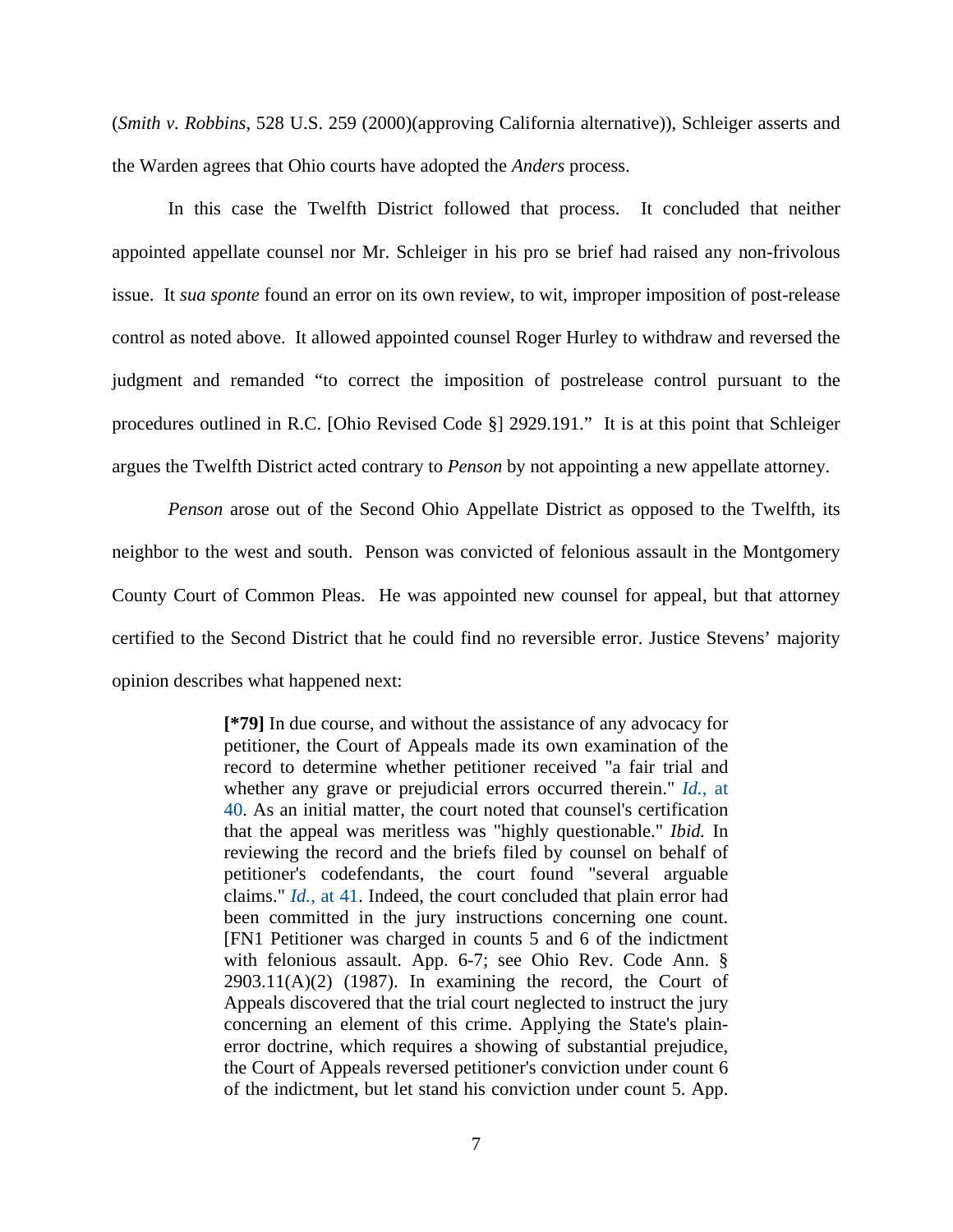(*Smith v. Robbins*, 528 U.S. 259 (2000)(approving California alternative)), Schleiger asserts and the Warden agrees that Ohio courts have adopted the *Anders* process.

In this case the Twelfth District followed that process. It concluded that neither appointed appellate counsel nor Mr. Schleiger in his pro se brief had raised any non-frivolous issue. It *sua sponte* found an error on its own review, to wit, improper imposition of post-release control as noted above. It allowed appointed counsel Roger Hurley to withdraw and reversed the judgment and remanded "to correct the imposition of postrelease control pursuant to the procedures outlined in R.C. [Ohio Revised Code §] 2929.191." It is at this point that Schleiger argues the Twelfth District acted contrary to *Penson* by not appointing a new appellate attorney.

*Penson* arose out of the Second Ohio Appellate District as opposed to the Twelfth, its neighbor to the west and south. Penson was convicted of felonious assault in the Montgomery County Court of Common Pleas. He was appointed new counsel for appeal, but that attorney certified to the Second District that he could find no reversible error. Justice Stevens' majority opinion describes what happened next:

> **[*79]** In due course, and without the assistance of any advocacy for petitioner, the Court of Appeals made its own examination of the record to determine whether petitioner received "a fair trial and whether any grave or prejudicial errors occurred therein." *Id.*, at 40. As an initial matter, the court noted that counsel's certification that the appeal was meritless was "highly questionable." *Ibid.* In reviewing the record and the briefs filed by counsel on behalf of petitioner's codefendants, the court found "several arguable claims." *Id.*, at 41. Indeed, the court concluded that plain error had been committed in the jury instructions concerning one count. [FN1 Petitioner was charged in counts 5 and 6 of the indictment with felonious assault. App. 6-7; see Ohio Rev. Code Ann. § 2903.11(A)(2) (1987). In examining the record, the Court of Appeals discovered that the trial court neglected to instruct the jury concerning an element of this crime. Applying the State's plain-error doctrine, which requires a showing of substantial prejudice, the Court of Appeals reversed petitioner's conviction under count 6 of the indictment, but let stand his conviction under count 5. App.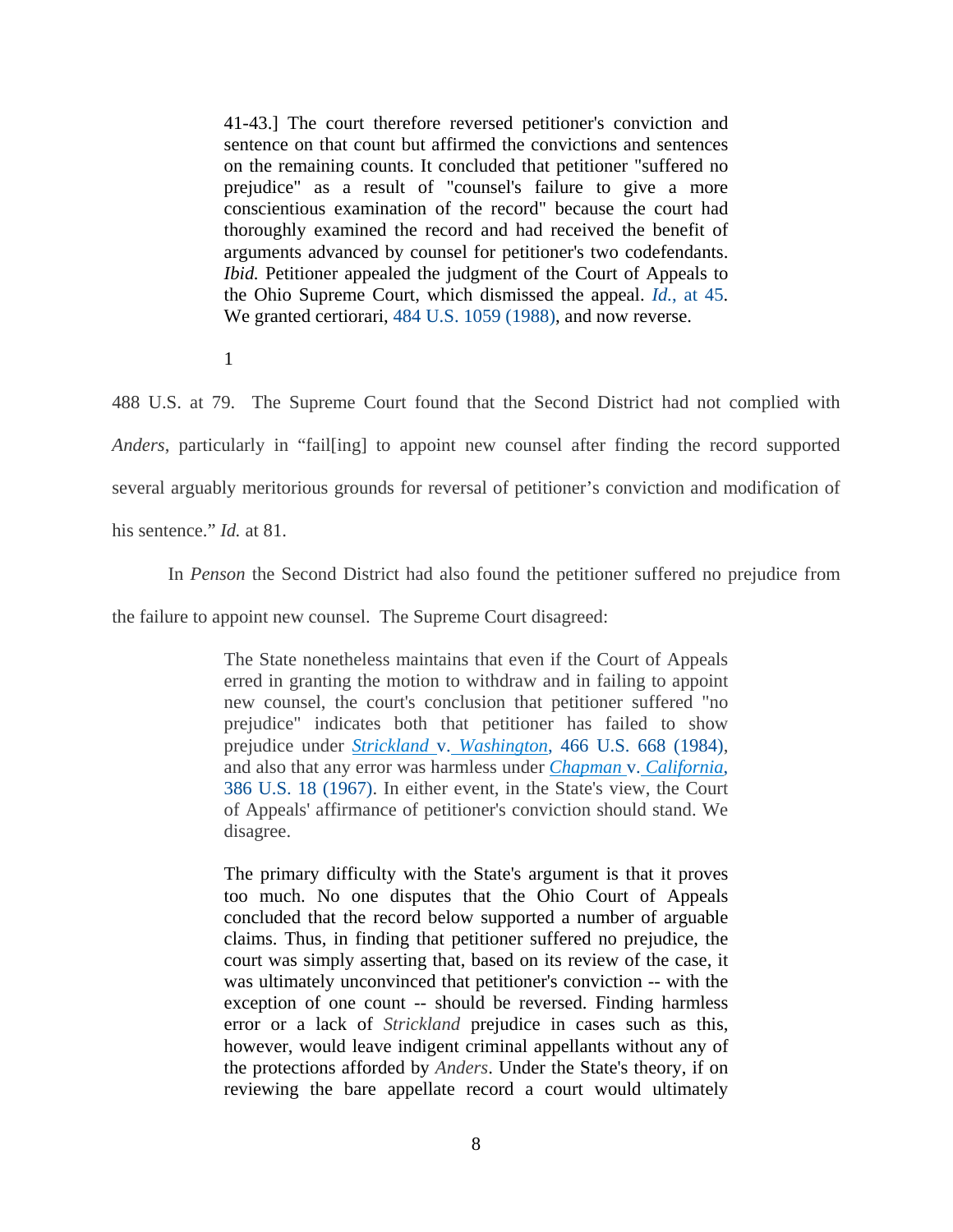> 41-43.] The court therefore reversed petitioner's conviction and sentence on that count but affirmed the convictions and sentences on the remaining counts. It concluded that petitioner "suffered no prejudice" as a result of "counsel's failure to give a more conscientious examination of the record" because the court had thoroughly examined the record and had received the benefit of arguments advanced by counsel for petitioner's two codefendants. *Ibid.* Petitioner appealed the judgment of the Court of Appeals to the Ohio Supreme Court, which dismissed the appeal. *Id.*, at 45. We granted certiorari, 484 U.S. 1059 (1988), and now reverse.
>
> 1

488 U.S. at 79. The Supreme Court found that the Second District had not complied with *Anders*, particularly in "fail[ing] to appoint new counsel after finding the record supported several arguably meritorious grounds for reversal of petitioner's conviction and modification of his sentence." *Id.* at 81.

In *Penson* the Second District had also found the petitioner suffered no prejudice from the failure to appoint new counsel. The Supreme Court disagreed:

> The State nonetheless maintains that even if the Court of Appeals erred in granting the motion to withdraw and in failing to appoint new counsel, the court's conclusion that petitioner suffered "no prejudice" indicates both that petitioner has failed to show prejudice under *Strickland* v. *Washington*, 466 U.S. 668 (1984), and also that any error was harmless under *Chapman* v. *California*, 386 U.S. 18 (1967). In either event, in the State's view, the Court of Appeals' affirmance of petitioner's conviction should stand. We disagree.
>
> The primary difficulty with the State's argument is that it proves too much. No one disputes that the Ohio Court of Appeals concluded that the record below supported a number of arguable claims. Thus, in finding that petitioner suffered no prejudice, the court was simply asserting that, based on its review of the case, it was ultimately unconvinced that petitioner's conviction -- with the exception of one count -- should be reversed. Finding harmless error or a lack of *Strickland* prejudice in cases such as this, however, would leave indigent criminal appellants without any of the protections afforded by *Anders*. Under the State's theory, if on reviewing the bare appellate record a court would ultimately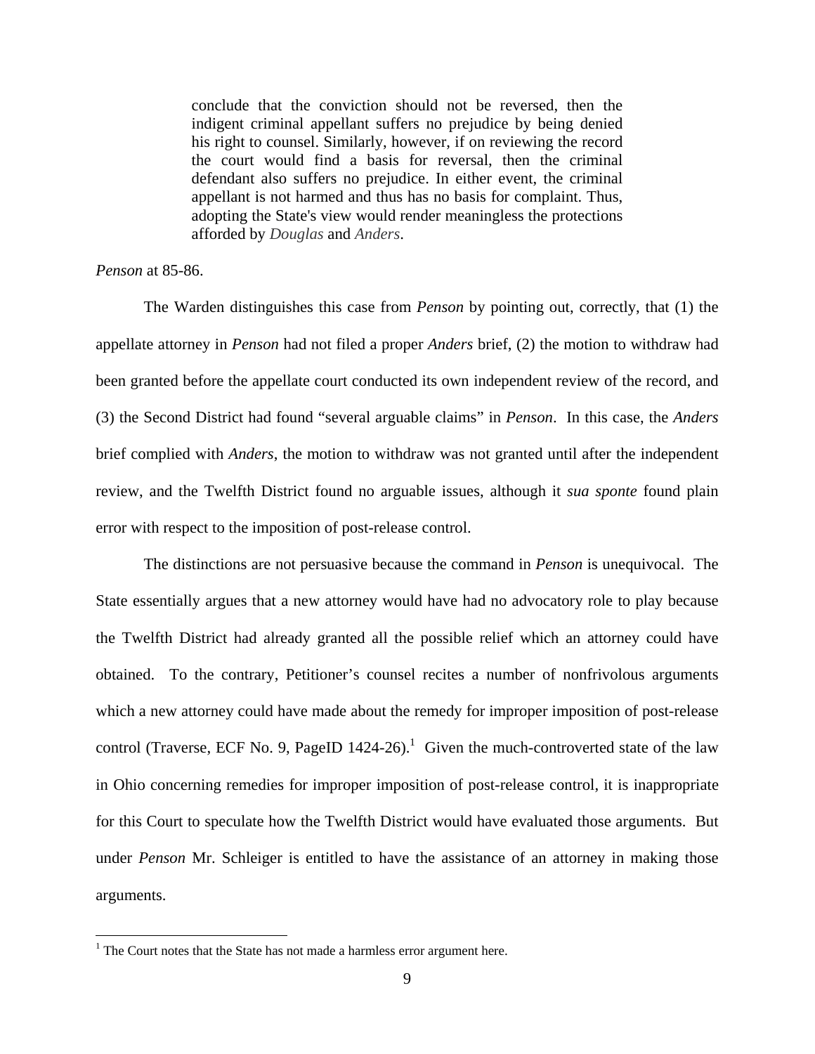> conclude that the conviction should not be reversed, then the indigent criminal appellant suffers no prejudice by being denied his right to counsel. Similarly, however, if on reviewing the record the court would find a basis for reversal, then the criminal defendant also suffers no prejudice. In either event, the criminal appellant is not harmed and thus has no basis for complaint. Thus, adopting the State's view would render meaningless the protections afforded by *Douglas* and *Anders*.

*Penson* at 85-86.

The Warden distinguishes this case from *Penson* by pointing out, correctly, that (1) the appellate attorney in *Penson* had not filed a proper *Anders* brief, (2) the motion to withdraw had been granted before the appellate court conducted its own independent review of the record, and (3) the Second District had found "several arguable claims" in *Penson*. In this case, the *Anders* brief complied with *Anders*, the motion to withdraw was not granted until after the independent review, and the Twelfth District found no arguable issues, although it *sua sponte* found plain error with respect to the imposition of post-release control.

The distinctions are not persuasive because the command in *Penson* is unequivocal. The State essentially argues that a new attorney would have had no advocatory role to play because the Twelfth District had already granted all the possible relief which an attorney could have obtained. To the contrary, Petitioner's counsel recites a number of nonfrivolous arguments which a new attorney could have made about the remedy for improper imposition of post-release control (Traverse, ECF No. 9, PageID 1424-26).[1] Given the much-controverted state of the law in Ohio concerning remedies for improper imposition of post-release control, it is inappropriate for this Court to speculate how the Twelfth District would have evaluated those arguments. But under *Penson* Mr. Schleiger is entitled to have the assistance of an attorney in making those arguments.

[1] The Court notes that the State has not made a harmless error argument here.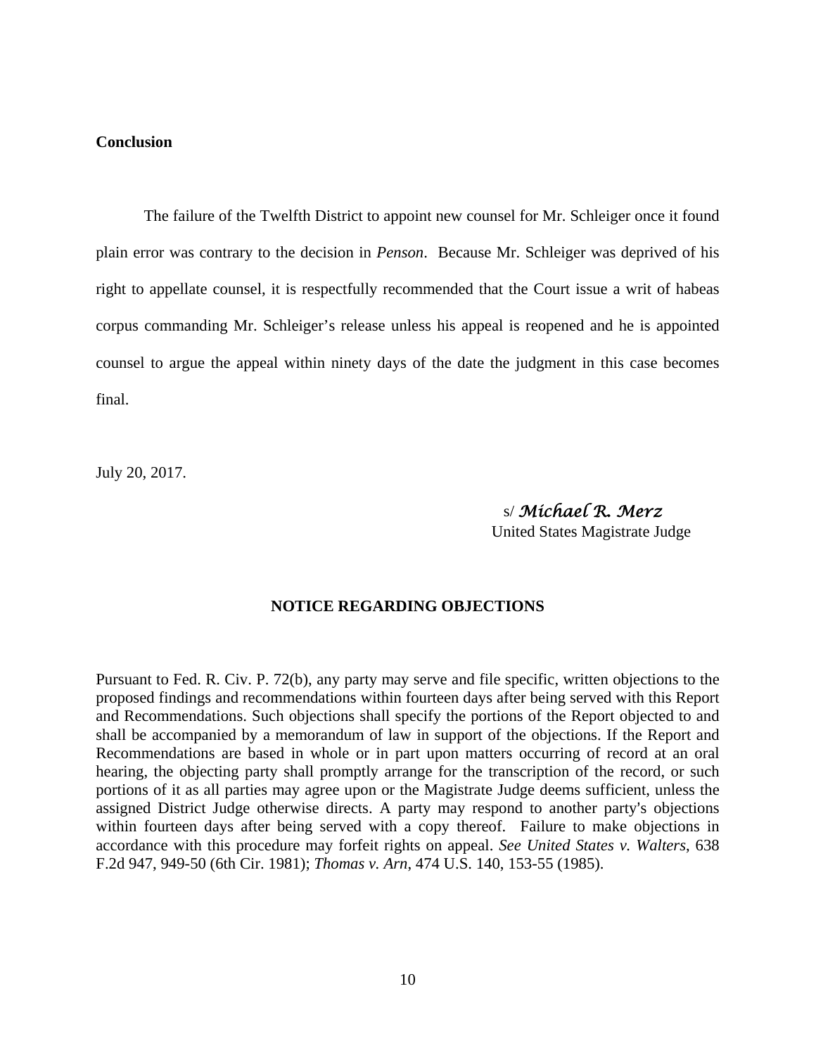**Conclusion**

The failure of the Twelfth District to appoint new counsel for Mr. Schleiger once it found plain error was contrary to the decision in *Penson*. Because Mr. Schleiger was deprived of his right to appellate counsel, it is respectfully recommended that the Court issue a writ of habeas corpus commanding Mr. Schleiger's release unless his appeal is reopened and he is appointed counsel to argue the appeal within ninety days of the date the judgment in this case becomes final.

July 20, 2017.

s/ *Michael R. Merz*
United States Magistrate Judge

**NOTICE REGARDING OBJECTIONS**

Pursuant to Fed. R. Civ. P. 72(b), any party may serve and file specific, written objections to the proposed findings and recommendations within fourteen days after being served with this Report and Recommendations. Such objections shall specify the portions of the Report objected to and shall be accompanied by a memorandum of law in support of the objections. If the Report and Recommendations are based in whole or in part upon matters occurring of record at an oral hearing, the objecting party shall promptly arrange for the transcription of the record, or such portions of it as all parties may agree upon or the Magistrate Judge deems sufficient, unless the assigned District Judge otherwise directs. A party may respond to another party's objections within fourteen days after being served with a copy thereof. Failure to make objections in accordance with this procedure may forfeit rights on appeal. *See United States v. Walters*, 638 F.2d 947, 949-50 (6th Cir. 1981); *Thomas v. Arn*, 474 U.S. 140, 153-55 (1985).